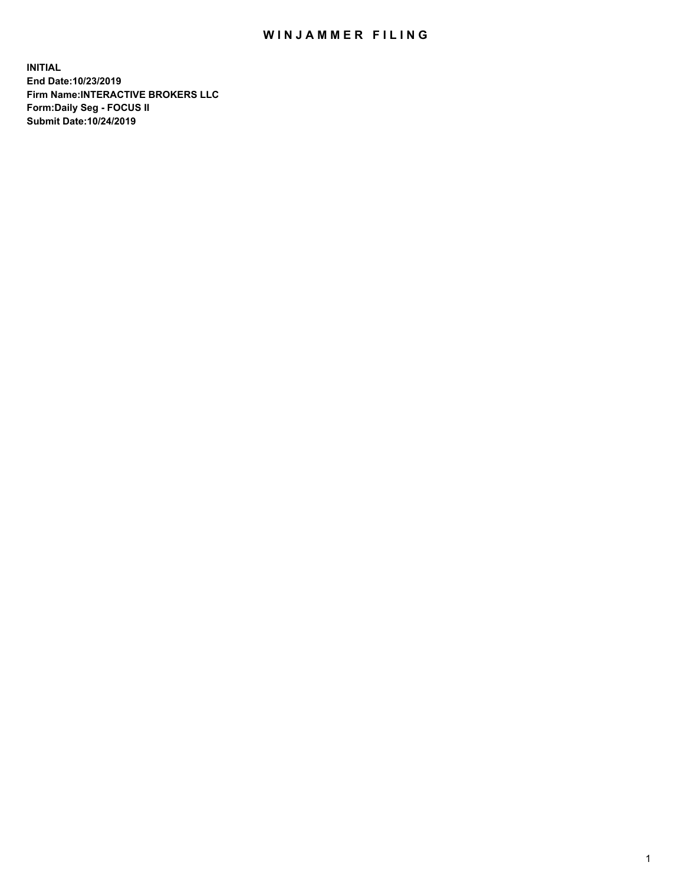# WINJAMMER FILING

**INITIAL**
**End Date:10/23/2019**
**Firm Name:INTERACTIVE BROKERS LLC**
**Form:Daily Seg - FOCUS II**
**Submit Date:10/24/2019**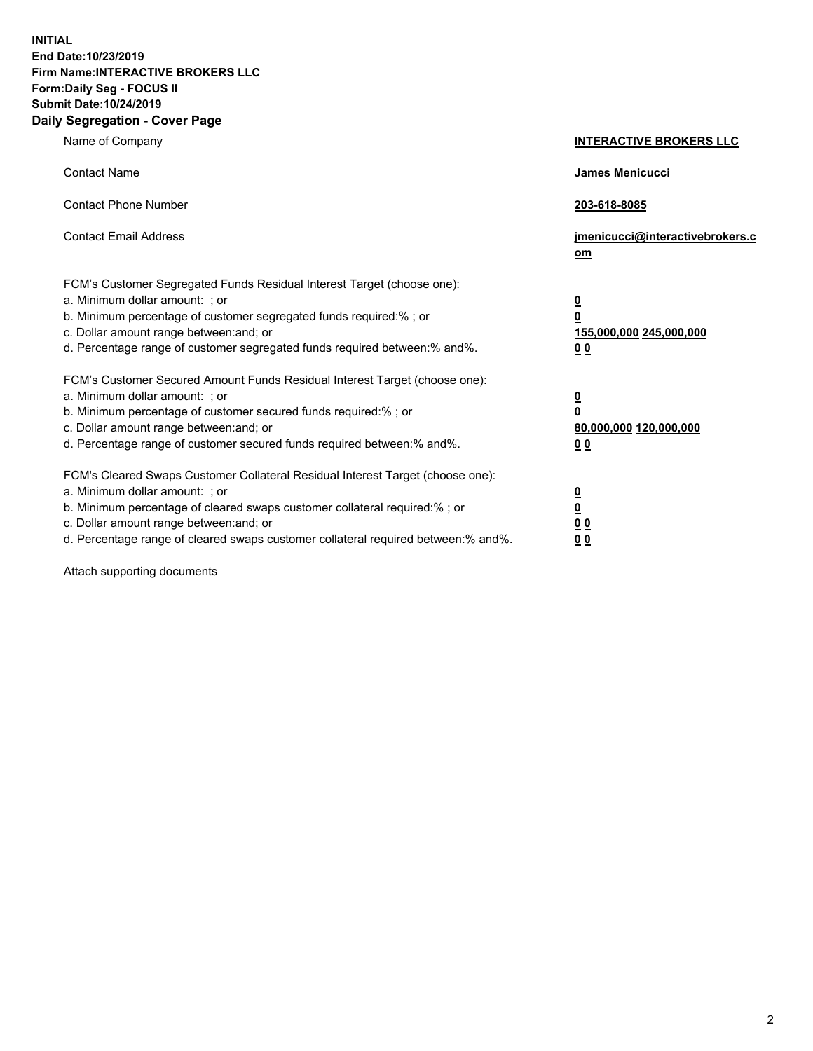**INITIAL**
**End Date:10/23/2019**
**Firm Name:INTERACTIVE BROKERS LLC**
**Form:Daily Seg - FOCUS II**
**Submit Date:10/24/2019**

## Daily Segregation - Cover Page

| | |
|---|---|
| Name of Company | **INTERACTIVE BROKERS LLC** |
| Contact Name | **James Menicucci** |
| Contact Phone Number | **203-618-8085** |
| Contact Email Address | **jmenicucci@interactivebrokers.com** |

FCM's Customer Segregated Funds Residual Interest Target (choose one):

| | |
|---|---|
| a. Minimum dollar amount: ; or | **0** |
| b. Minimum percentage of customer segregated funds required:% ; or | **0** |
| c. Dollar amount range between:and; or | **155,000,000 245,000,000** |
| d. Percentage range of customer segregated funds required between:% and%. | **0 0** |

FCM's Customer Secured Amount Funds Residual Interest Target (choose one):

| | |
|---|---|
| a. Minimum dollar amount: ; or | **0** |
| b. Minimum percentage of customer secured funds required:% ; or | **0** |
| c. Dollar amount range between:and; or | **80,000,000 120,000,000** |
| d. Percentage range of customer secured funds required between:% and%. | **0 0** |

FCM's Cleared Swaps Customer Collateral Residual Interest Target (choose one):

| | |
|---|---|
| a. Minimum dollar amount: ; or | **0** |
| b. Minimum percentage of cleared swaps customer collateral required:% ; or | **0** |
| c. Dollar amount range between:and; or | **0 0** |
| d. Percentage range of cleared swaps customer collateral required between:% and%. | **0 0** |

Attach supporting documents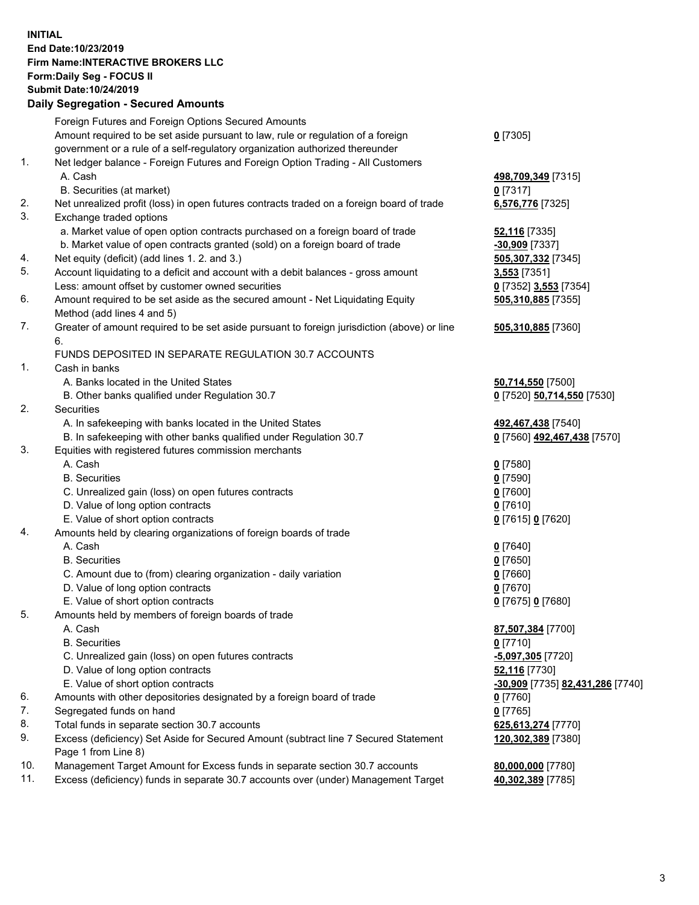**INITIAL**
**End Date:10/23/2019**
**Firm Name:INTERACTIVE BROKERS LLC**
**Form:Daily Seg - FOCUS II**
**Submit Date:10/24/2019**

## Daily Segregation - Secured Amounts

| | | |
|---|---|---|
| | Foreign Futures and Foreign Options Secured Amounts | |
| | Amount required to be set aside pursuant to law, rule or regulation of a foreign government or a rule of a self-regulatory organization authorized thereunder | **0** [7305] |
| 1. | Net ledger balance - Foreign Futures and Foreign Option Trading - All Customers | |
| | A. Cash | **498,709,349** [7315] |
| | B. Securities (at market) | **0** [7317] |
| 2. | Net unrealized profit (loss) in open futures contracts traded on a foreign board of trade | **6,576,776** [7325] |
| 3. | Exchange traded options | |
| | a. Market value of open option contracts purchased on a foreign board of trade | **52,116** [7335] |
| | b. Market value of open contracts granted (sold) on a foreign board of trade | **-30,909** [7337] |
| 4. | Net equity (deficit) (add lines 1. 2. and 3.) | **505,307,332** [7345] |
| 5. | Account liquidating to a deficit and account with a debit balances - gross amount | **3,553** [7351] |
| | Less: amount offset by customer owned securities | **0** [7352] **3,553** [7354] |
| 6. | Amount required to be set aside as the secured amount - Net Liquidating Equity Method (add lines 4 and 5) | **505,310,885** [7355] |
| 7. | Greater of amount required to be set aside pursuant to foreign jurisdiction (above) or line 6. | **505,310,885** [7360] |
| | FUNDS DEPOSITED IN SEPARATE REGULATION 30.7 ACCOUNTS | |
| 1. | Cash in banks | |
| | A. Banks located in the United States | **50,714,550** [7500] |
| | B. Other banks qualified under Regulation 30.7 | **0** [7520] **50,714,550** [7530] |
| 2. | Securities | |
| | A. In safekeeping with banks located in the United States | **492,467,438** [7540] |
| | B. In safekeeping with other banks qualified under Regulation 30.7 | **0** [7560] **492,467,438** [7570] |
| 3. | Equities with registered futures commission merchants | |
| | A. Cash | **0** [7580] |
| | B. Securities | **0** [7590] |
| | C. Unrealized gain (loss) on open futures contracts | **0** [7600] |
| | D. Value of long option contracts | **0** [7610] |
| | E. Value of short option contracts | **0** [7615] **0** [7620] |
| 4. | Amounts held by clearing organizations of foreign boards of trade | |
| | A. Cash | **0** [7640] |
| | B. Securities | **0** [7650] |
| | C. Amount due to (from) clearing organization - daily variation | **0** [7660] |
| | D. Value of long option contracts | **0** [7670] |
| | E. Value of short option contracts | **0** [7675] **0** [7680] |
| 5. | Amounts held by members of foreign boards of trade | |
| | A. Cash | **87,507,384** [7700] |
| | B. Securities | **0** [7710] |
| | C. Unrealized gain (loss) on open futures contracts | **-5,097,305** [7720] |
| | D. Value of long option contracts | **52,116** [7730] |
| | E. Value of short option contracts | **-30,909** [7735] **82,431,286** [7740] |
| 6. | Amounts with other depositories designated by a foreign board of trade | **0** [7760] |
| 7. | Segregated funds on hand | **0** [7765] |
| 8. | Total funds in separate section 30.7 accounts | **625,613,274** [7770] |
| 9. | Excess (deficiency) Set Aside for Secured Amount (subtract line 7 Secured Statement Page 1 from Line 8) | **120,302,389** [7380] |
| 10. | Management Target Amount for Excess funds in separate section 30.7 accounts | **80,000,000** [7780] |
| 11. | Excess (deficiency) funds in separate 30.7 accounts over (under) Management Target | **40,302,389** [7785] |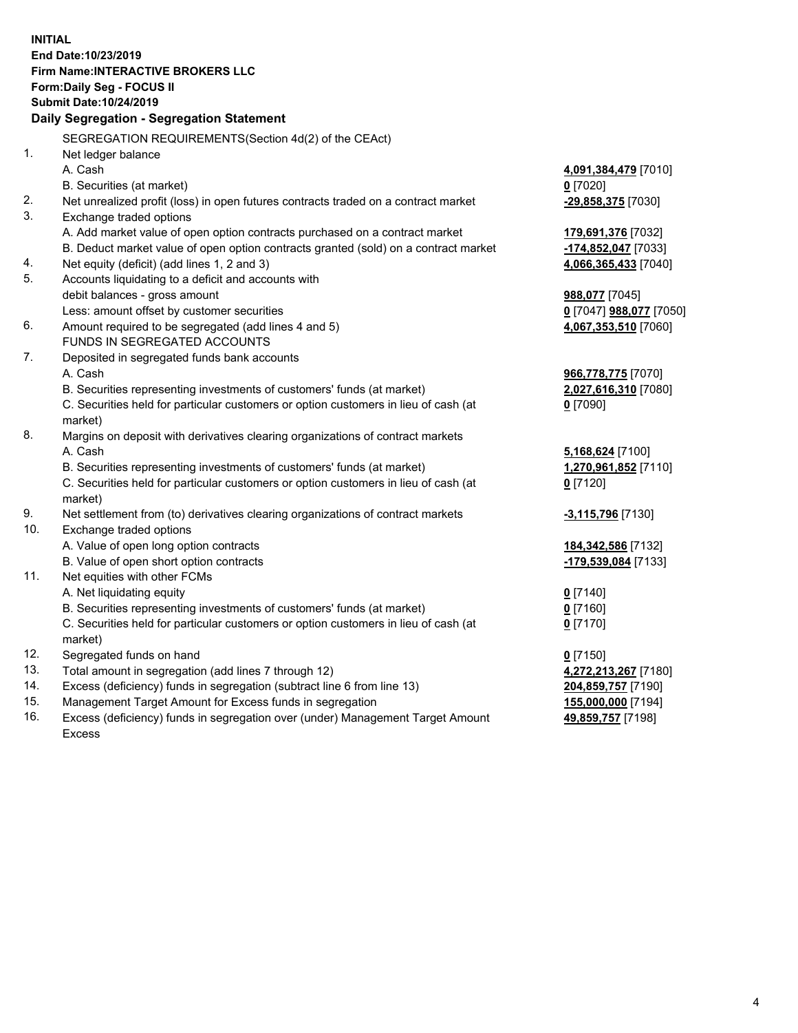**INITIAL**
**End Date:10/23/2019**
**Firm Name:INTERACTIVE BROKERS LLC**
**Form:Daily Seg - FOCUS II**
**Submit Date:10/24/2019**

### Daily Segregation - Segregation Statement

SEGREGATION REQUIREMENTS(Section 4d(2) of the CEAct)

| | | |
|---|---|---|
| 1. | Net ledger balance | |
| | A. Cash | **4,091,384,479** [7010] |
| | B. Securities (at market) | **0** [7020] |
| 2. | Net unrealized profit (loss) in open futures contracts traded on a contract market | **-29,858,375** [7030] |
| 3. | Exchange traded options | |
| | A. Add market value of open option contracts purchased on a contract market | **179,691,376** [7032] |
| | B. Deduct market value of open option contracts granted (sold) on a contract market | **-174,852,047** [7033] |
| 4. | Net equity (deficit) (add lines 1, 2 and 3) | **4,066,365,433** [7040] |
| 5. | Accounts liquidating to a deficit and accounts with | |
| | debit balances - gross amount | **988,077** [7045] |
| | Less: amount offset by customer securities | **0** [7047] **988,077** [7050] |
| 6. | Amount required to be segregated (add lines 4 and 5) | **4,067,353,510** [7060] |
| | FUNDS IN SEGREGATED ACCOUNTS | |
| 7. | Deposited in segregated funds bank accounts | |
| | A. Cash | **966,778,775** [7070] |
| | B. Securities representing investments of customers' funds (at market) | **2,027,616,310** [7080] |
| | C. Securities held for particular customers or option customers in lieu of cash (at market) | **0** [7090] |
| 8. | Margins on deposit with derivatives clearing organizations of contract markets | |
| | A. Cash | **5,168,624** [7100] |
| | B. Securities representing investments of customers' funds (at market) | **1,270,961,852** [7110] |
| | C. Securities held for particular customers or option customers in lieu of cash (at market) | **0** [7120] |
| 9. | Net settlement from (to) derivatives clearing organizations of contract markets | **-3,115,796** [7130] |
| 10. | Exchange traded options | |
| | A. Value of open long option contracts | **184,342,586** [7132] |
| | B. Value of open short option contracts | **-179,539,084** [7133] |
| 11. | Net equities with other FCMs | |
| | A. Net liquidating equity | **0** [7140] |
| | B. Securities representing investments of customers' funds (at market) | **0** [7160] |
| | C. Securities held for particular customers or option customers in lieu of cash (at market) | **0** [7170] |
| 12. | Segregated funds on hand | **0** [7150] |
| 13. | Total amount in segregation (add lines 7 through 12) | **4,272,213,267** [7180] |
| 14. | Excess (deficiency) funds in segregation (subtract line 6 from line 13) | **204,859,757** [7190] |
| 15. | Management Target Amount for Excess funds in segregation | **155,000,000** [7194] |
| 16. | Excess (deficiency) funds in segregation over (under) Management Target Amount Excess | **49,859,757** [7198] |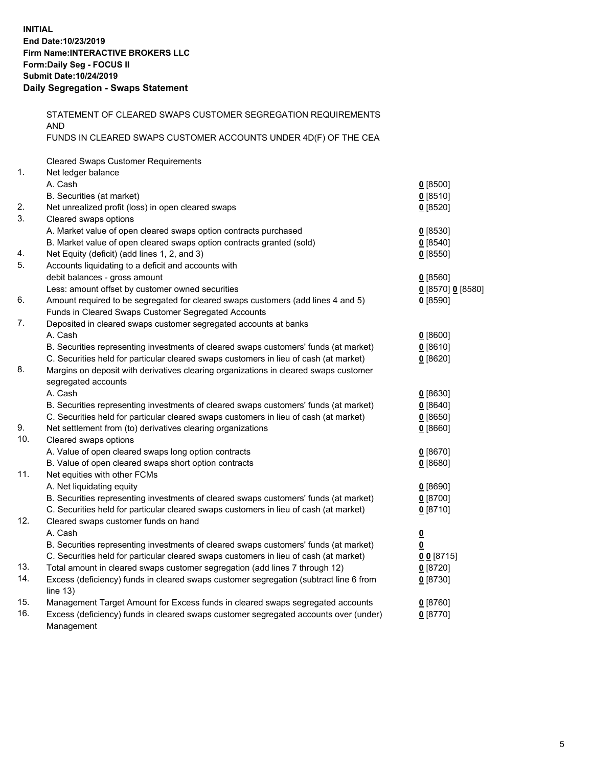**INITIAL**
**End Date:10/23/2019**
**Firm Name:INTERACTIVE BROKERS LLC**
**Form:Daily Seg - FOCUS II**
**Submit Date:10/24/2019**
**Daily Segregation - Swaps Statement**

STATEMENT OF CLEARED SWAPS CUSTOMER SEGREGATION REQUIREMENTS AND FUNDS IN CLEARED SWAPS CUSTOMER ACCOUNTS UNDER 4D(F) OF THE CEA

| | | |
|---|---|---|
| | Cleared Swaps Customer Requirements | |
| 1. | Net ledger balance | |
| | A. Cash | 0 [8500] |
| | B. Securities (at market) | 0 [8510] |
| 2. | Net unrealized profit (loss) in open cleared swaps | 0 [8520] |
| 3. | Cleared swaps options | |
| | A. Market value of open cleared swaps option contracts purchased | 0 [8530] |
| | B. Market value of open cleared swaps option contracts granted (sold) | 0 [8540] |
| 4. | Net Equity (deficit) (add lines 1, 2, and 3) | 0 [8550] |
| 5. | Accounts liquidating to a deficit and accounts with debit balances - gross amount | 0 [8560] |
| | Less: amount offset by customer owned securities | 0 [8570] 0 [8580] |
| 6. | Amount required to be segregated for cleared swaps customers (add lines 4 and 5) | 0 [8590] |
| | Funds in Cleared Swaps Customer Segregated Accounts | |
| 7. | Deposited in cleared swaps customer segregated accounts at banks | |
| | A. Cash | 0 [8600] |
| | B. Securities representing investments of cleared swaps customers' funds (at market) | 0 [8610] |
| | C. Securities held for particular cleared swaps customers in lieu of cash (at market) | 0 [8620] |
| 8. | Margins on deposit with derivatives clearing organizations in cleared swaps customer segregated accounts | |
| | A. Cash | 0 [8630] |
| | B. Securities representing investments of cleared swaps customers' funds (at market) | 0 [8640] |
| | C. Securities held for particular cleared swaps customers in lieu of cash (at market) | 0 [8650] |
| 9. | Net settlement from (to) derivatives clearing organizations | 0 [8660] |
| 10. | Cleared swaps options | |
| | A. Value of open cleared swaps long option contracts | 0 [8670] |
| | B. Value of open cleared swaps short option contracts | 0 [8680] |
| 11. | Net equities with other FCMs | |
| | A. Net liquidating equity | 0 [8690] |
| | B. Securities representing investments of cleared swaps customers' funds (at market) | 0 [8700] |
| | C. Securities held for particular cleared swaps customers in lieu of cash (at market) | 0 [8710] |
| 12. | Cleared swaps customer funds on hand | |
| | A. Cash | 0 |
| | B. Securities representing investments of cleared swaps customers' funds (at market) | 0 |
| | C. Securities held for particular cleared swaps customers in lieu of cash (at market) | 0 0 [8715] |
| 13. | Total amount in cleared swaps customer segregation (add lines 7 through 12) | 0 [8720] |
| 14. | Excess (deficiency) funds in cleared swaps customer segregation (subtract line 6 from line 13) | 0 [8730] |
| 15. | Management Target Amount for Excess funds in cleared swaps segregated accounts | 0 [8760] |
| 16. | Excess (deficiency) funds in cleared swaps customer segregated accounts over (under) Management | 0 [8770] |